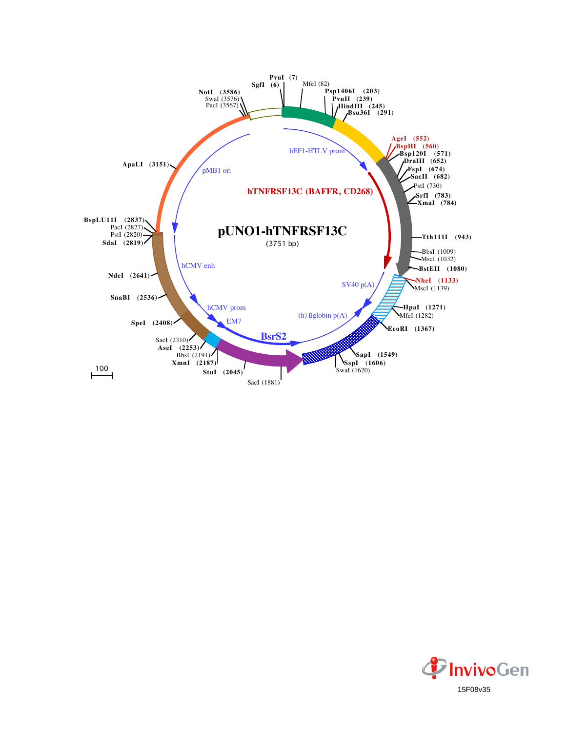# pUNO1-hTNFRSF13C

(3751 bp)

hEF1-HTLV prom

hTNFRSF13C (BAFFR, CD268)

SV40 p(A)

(h) ßglobin p(A)

BsrS2

EM7

hCMV prom

hCMV enh

pMB1 ori

PvuI (7)
SgfI (6)
MfeI (82)
Psp1406I (203)
PvuII (239)
HindIII (245)
Bsu36I (291)
AgeI (552)
BspHI (560)
Bsp120I (571)
DraIII (652)
FspI (674)
SacII (682)
PstI (730)
SrfI (783)
XmaI (784)
Tth111I (943)
BbsI (1009)
MscI (1032)
BstEII (1080)
NheI (1133)
MscI (1139)
HpaI (1271)
MfeI (1282)
EcoRI (1367)
SapI (1549)
SspI (1606)
SwaI (1620)
SacI (1881)
StuI (2045)
XmnI (2187)
BbsI (2191)
AseI (2253)
SacI (2310)
SpeI (2408)
SnaBI (2536)
NdeI (2641)
SdaI (2819)
PstI (2820)
PacI (2827)
BspLU11I (2837)
ApaLI (3151)
PacI (3567)
SwaI (3576)
NotI (3586)

100

InvivoGen

15F08v35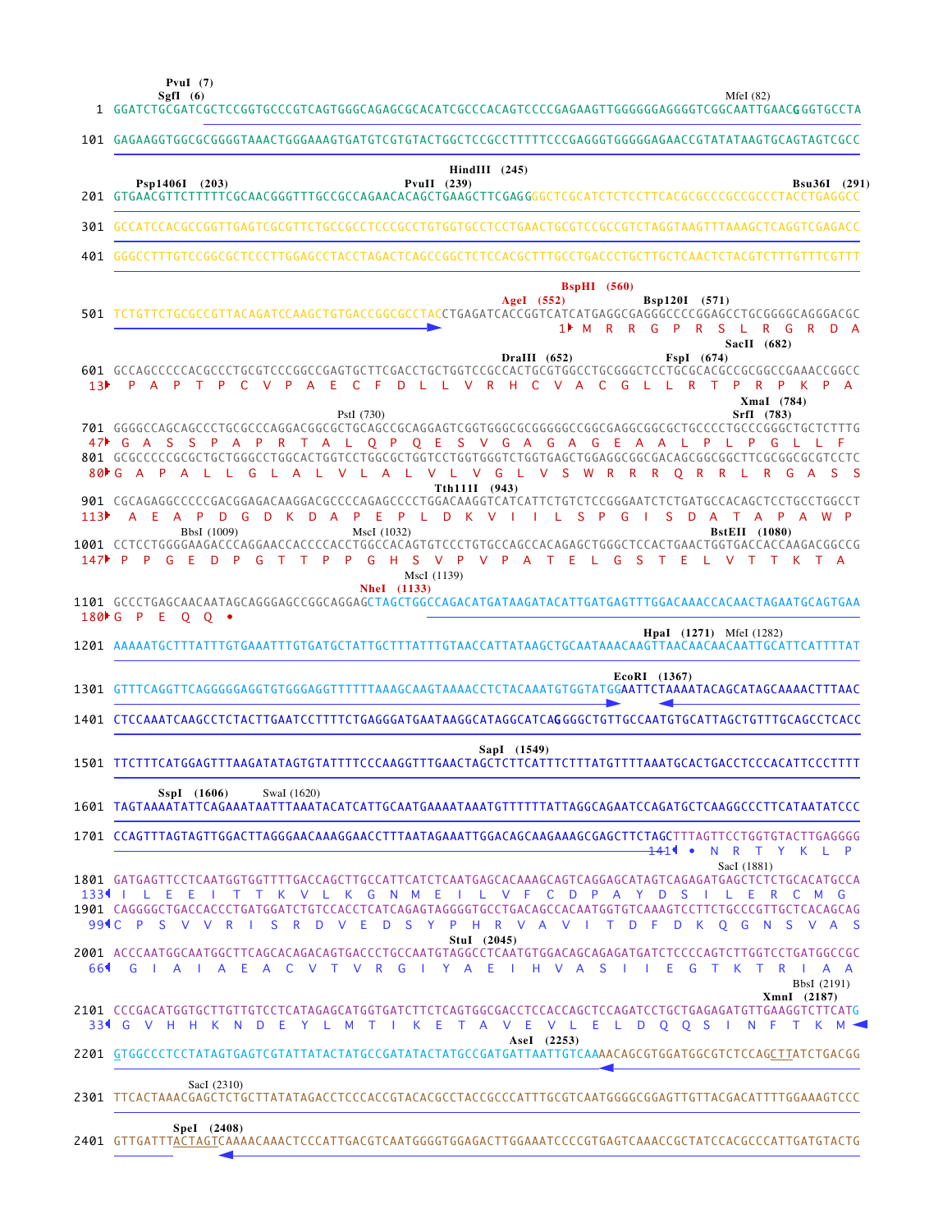```
        PvuI  (7)
        SgfI  (6)                                                                                    MfeI (82)
   1  GGATCTGCGATCGCTCCGGTGCCCGTCAGTGGGCAGAGCGCACATCGCCCACAGTCCCCGAGAAGTTGGGGGGAGGGGTCGGCAATTGAACGGGTGCCTA

 101  GAGAAGGTGGCGCGGGGTAAACTGGGAAAGTGATGTCGTGTACTGGCTCCGCCTTTTTCCCGAGGGTGGGGGAGAACCGTATATAAGTGCAGTAGTCGCC

                                                           HindIII  (245)
        Psp1406I  (203)                          PvuII  (239)                                          Bsu36I  (291)
 201  GTGAACGTTCTTTTTCGCAACGGGTTTGCCGCCAGAACACAGCTGAAGCTTCGAGGGGCTCGCATCTCTCCTTCACGCGCCCGCCGCCCTACCTGAGGCC

 301  GCCATCCACGCCGGTTGAGTCGCGTTCTGCCGCCTCCCGCCTGTGGTGCCTCCTGAACTGCGTCCGCCGTCTAGGTAAGTTTAAAGCTCAGGTCGAGACC

 401  GGGCCTTTGTCCGGCGCTCCCTTGGAGCCTACCTAGACTCAGCCGGCTCTCCACGCTTTGCCTGACCCTGCTTGCTCAACTCTACGTCTTTGTTTCGTTT

                                                                           BspHI  (560)
                                                                   AgeI  (552)              Bsp120I  (571)
 501  TCTGTTCTGCGCCGTTACAGATCCAAGCTGTGACCGGCGCCTACCTGAGATCACCGGTCATCATGAGGCGAGGGCCCCGGAGCCTGCGGGGCAGGGACGC
                                                                      1▸ M  R  R  G  P  R  S  L  R  G  R  D  A
                                                                                                  SacII  (682)
                                                                  DraIII  (652)            FspI  (674)
 601  GCCAGCCCCCACGCCCTGCGTCCCGGCCGAGTGCTTCGACCTGCTGGTCCGCCACTGCGTGGCCTGCGGGCTCCTGCGCACGCCGCGGCCGAAACCGGCC
  13▸  P  A  P  T  P  C  V  P  A  E  C  F  D  L  L  V  R  H  C  V  A  C  G  L  L  R  T  P  R  P  K  P  A
                                                                                                  XmaI  (784)
                                            PstI (730)                                            SrfI  (783)
 701  GGGGCCAGCAGCCCTGCGCCCAGGACGGCGCTGCAGCCGCAGGAGTCGGTGGGCGCGGGGGCCGGCGAGGCGGCGCTGCCCCTGCCCGGGCTGCTCTTTG
  47▸ G  A  S  S  P  A  P  R  T  A  L  Q  P  Q  E  S  V  G  A  G  A  G  E  A  A  L  P  L  P  G  L  L  F
 801  GCGCCCCCGCGCTGCTGGGCCTGGCACTGGTCCTGGCGCTGGTCCTGGTGGGTCTGGTGAGCTGGAGGCGGCGACAGCGGCGGCTTCGCGGCGCGTCCTC
  80▸ G  A  P  A  L  L  G  L  A  L  V  L  A  L  V  L  V  G  L  V  S  W  R  R  R  Q  R  R  L  R  G  A  S  S
                                                              Tth111I  (943)
 901  CGCAGAGGCCCCCGACGGAGACAAGGACGCCCCAGAGCCCCTGGACAAGGTCATCATTCTGTCTCCGGGAATCTCTGATGCCACAGCTCCTGCCTGGCCT
 113▸  A  E  A  P  D  G  D  K  D  A  P  E  P  L  D  K  V  I  I  L  S  P  G  I  S  D  A  T  A  P  A  W  P
              BbsI (1009)                  MscI (1032)                                          BstEII  (1080)
1001  CCTCCTGGGGAAGACCCAGGAACCACCCCACCTGGCCACAGTGTCCCTGTGCCAGCCACAGAGCTGGGCTCCACTGAACTGGTGACCACCAAGACGGCCG
 147▸ P  P  G  E  D  P  G  T  T  P  P  G  H  S  V  P  V  P  A  T  E  L  G  S  T  E  L  V  T  T  K  T  A
                                             MscI (1139)
                                        NheI  (1133)
1101  GCCCTGAGCAACAATAGCAGGGAGCCGGCAGGAGCTAGCTGGCCAGACATGATAAGATACATTGATGAGTTTGGACAAACCACAACTAGAATGCAGTGAA
 180▸ G  P  E  Q  Q  •
                                                                                   HpaI  (1271)  MfeI (1282)
1201  AAAAATGCTTTATTTGTGAAATTTGTGATGCTATTGCTTTATTTGTAACCATTATAAGCTGCAATAAACAAGTTAACAACAACAATTGCATTCATTTTAT

                                                                           EcoRI  (1367)
1301  GTTTCAGGTTCAGGGGGAGGTGTGGGAGGTTTTTTAAAGCAAGTAAAACCTCTACAAATGTGGTATGGAATTCTAAAATACAGCATAGCAAAACTTTAAC

1401  CTCCAAATCAAGCCTCTACTTGAATCCTTTTCTGAGGGATGAATAAGGCATAGGCATCAGGGGCTGTTGCCAATGTGCATTAGCTGTTTGCAGCCTCACC

                                                              SapI  (1549)
1501  TTCTTTCATGGAGTTTAAGATATAGTGTATTTTCCCAAGGTTTGAACTAGCTCTTCATTTCTTTATGTTTTAAATGCACTGACCTCCCACATTCCCTTTT

        SspI  (1606)          SwaI (1620)
1601  TAGTAAAATATTCAGAAATAATTTAAATACATCATTGCAATGAAAATAAATGTTTTTTATTAGGCAGAATCCAGATGCTCAAGGCCCTTCATAATATCCC

1701  CCAGTTTAGTAGTTGGACTTAGGGAACAAAGGAACCTTTAATAGAAAATTGGACAGCAAGAAAGCGAGCTTCTAGCTTTAGTTCCTGGTGTACTTGAGGGG
                                                                              141◂  •  N  R  T  Y  K  L  P
                                                                                               SacI (1881)
1801  GATGAGTTCCTCAATGGTGGTTTTGACCAGCTTGCCATTCATCTCAATGAGCACAAAGCAGTCAGGAGCATAGTCAGAGATGAGCTCTCTGCACATGCCA
 133◂  I  L  E  E  I  T  T  K  V  L  K  G  N  M  E  I  L  V  F  C  D  P  A  Y  D  S  I  L  E  R  C  M  G
1901  CAGGGGCTGACCACCCTGATGGATCTGTCCACCTCATCAGAGTAGGGGTGCCTGACAGCCACAATGGTGTCAAAGTCCTTCTGCCCGTTGCTCACAGCAG
  99◂C  P  S  V  V  R  I  S  R  D  V  E  D  S  Y  P  H  R  V  A  V  I  T  D  F  D  K  Q  G  N  S  V  A  S
                                                          StuI  (2045)
2001  ACCCAATGGCAATGGCTTCAGCACAGACAGTGACCCTGCCAATGTAGGCCTCAATGTGGACAGCAGAGATGATCTCCCCAGTCTTGGTCCTGATGGCCGC
  66◂   G  I  A  I  A  E  A  C  V  T  V  R  G  I  Y  A  E  I  H  V  A  S  I  I  E  G  T  K  T  R  I  A  A
                                                                                                  BbsI (2191)
                                                                                            XmnI  (2187)
2101  CCCGACATGGTGCTTGTTGTCCTCATAGAGCATGGTGATCTTCTCAGTGGCGACCTCCACCAGCTCCAGATCCTGCTGAGAGATGTTGAAGGTCTTCATG
  33◂  G  V  H  H  K  N  D  E  Y  L  M  T  I  K  E  T  A  V  E  V  L  E  L  D  Q  Q  S  I  N  F  T  K  M ◂
                                                          AseI  (2253)
2201  GTGGCCCTCCTATAGTGAGTCGTATTATACTATGCCGATATACTATGCCGATGATTAATTGTCAAAACAGCGTGGATGGCGTCTCCAGCTTATCTGACGG

              SacI (2310)
2301  TTCACTAAACGAGCTCTGCTTATATAGACCTCCCACCGTACACGCCTACCGCCCATTTGCGTCAATGGGGCGGAGTTGTTACGACATTTTGGAAAGTCCC

              SpeI  (2408)
2401  GTTGATTTACTAGTCAAAACAAACTCCCATTGACGTCAATGGGGTGGAGACTTGGAAATCCCCGTGAGTCAAACCGCTATCCACGCCCATTGATGTACTG
```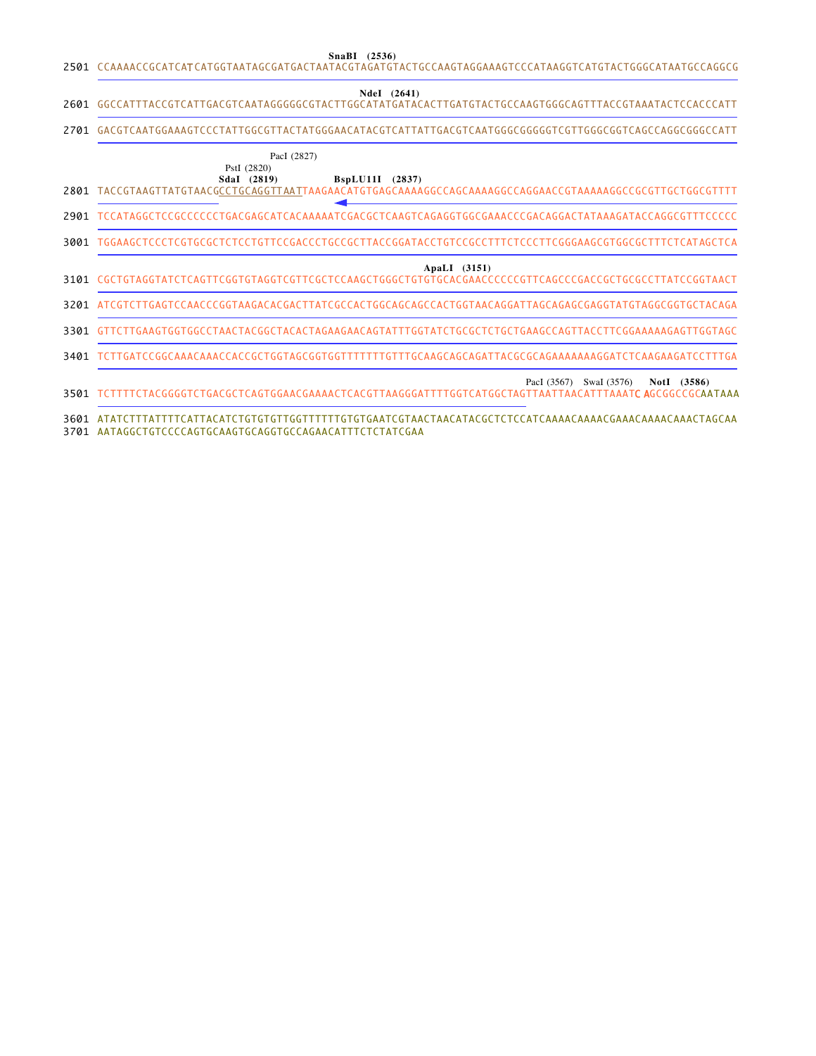SnaBI (2536)

```
2501 CCAAAACCGCATCATCATGGTAATAGCGATGACTAATACGTAGATGTACTGCCAAGTAGGAAAGTCCCATAAGGTCATGTACTGGGCATAATGCCAGGCG
```

NdeI (2641)

```
2601 GGCCATTTACCGTCATTGACGTCAATAGGGGGCGTACTTGGCATATGATACACTTGATGTACTGCCAAGTGGGCAGTTTACCGTAAATACTCCACCCATT
```

```
2701 GACGTCAATGGAAAGTCCCTATTGGCGTTACTATGGGAACATACGTCATTATTGACGTCAATGGGCGGGGGTCGTTGGGCGGTCAGCCAGGCGGGCCATT
```

PacI (2827)
PstI (2820)
SdaI (2819)
BspLU11I (2837)

```
2801 TACCGTAAGTTATGTAACGCCTGCAGGTTAATTAAGAACATGTGAGCAAAAGGCCAGCAAAAGGCCAGGAACCGTAAAAAGGCCGCGTTGCTGGCGTTTT
```

```
2901 TCCATAGGCTCCGCCCCCCTGACGAGCATCACAAAAATCGACGCTCAAGTCAGAGGTGGCGAAACCCGACAGGACTATAAAGATACCAGGCGTTTCCCCC
```

```
3001 TGGAAGCTCCCTCGTGCGCTCTCCTGTTCCGACCCTGCCGCTTACCGGATACCTGTCCGCCTTTCTCCCTTCGGGAAGCGTGGCGCTTTCTCATAGCTCA
```

ApaLI (3151)

```
3101 CGCTGTAGGTATCTCAGTTCGGTGTAGGTCGTTCGCTCCAAGCTGGGCTGTGTGCACGAACCCCCCGTTCAGCCCGACCGCTGCGCCTTATCCGGTAACT
```

```
3201 ATCGTCTTGAGTCCAACCCGGTAAGACACGACTTATCGCCACTGGCAGCAGCCACTGGTAACAGGATTAGCAGAGCGAGGTATGTAGGCGGTGCTACAGA
```

```
3301 GTTCTTGAAGTGGTGGCCTAACTACGGCTACACTAGAAGAACAGTATTTGGTATCTGCGCTCTGCTGAAGCCAGTTACCTTCGGAAAAAGAGTTGGTAGC
```

```
3401 TCTTGATCCGGCAAACAAACCACCGCTGGTAGCGGTGGTTTTTTTGTTTGCAAGCAGCAGATTACGCGCAGAAAAAAAGGATCTCAAGAAGATCCTTTGA
```

PacI (3567) SwaI (3576) NotI (3586)

```
3501 TCTTTTCTACGGGGTCTGACGCTCAGTGGAACGAAAACTCACGTTAAGGGATTTTGGTCATGGCTAGTTAATTAACATTTAAATCAGCGGCCGCAATAAA
```

```
3601 ATATCTTTATTTTCATTACATCTGTGTGTTGGTTTTTTGTGTGAATCGTAACTAACATACGCTCTCCATCAAAACAAAACGAAACAAAACAAACTAGCAA
3701 AATAGGCTGTCCCCAGTGCAAGTGCAGGTGCCAGAACATTTCTCTATCGAA
```